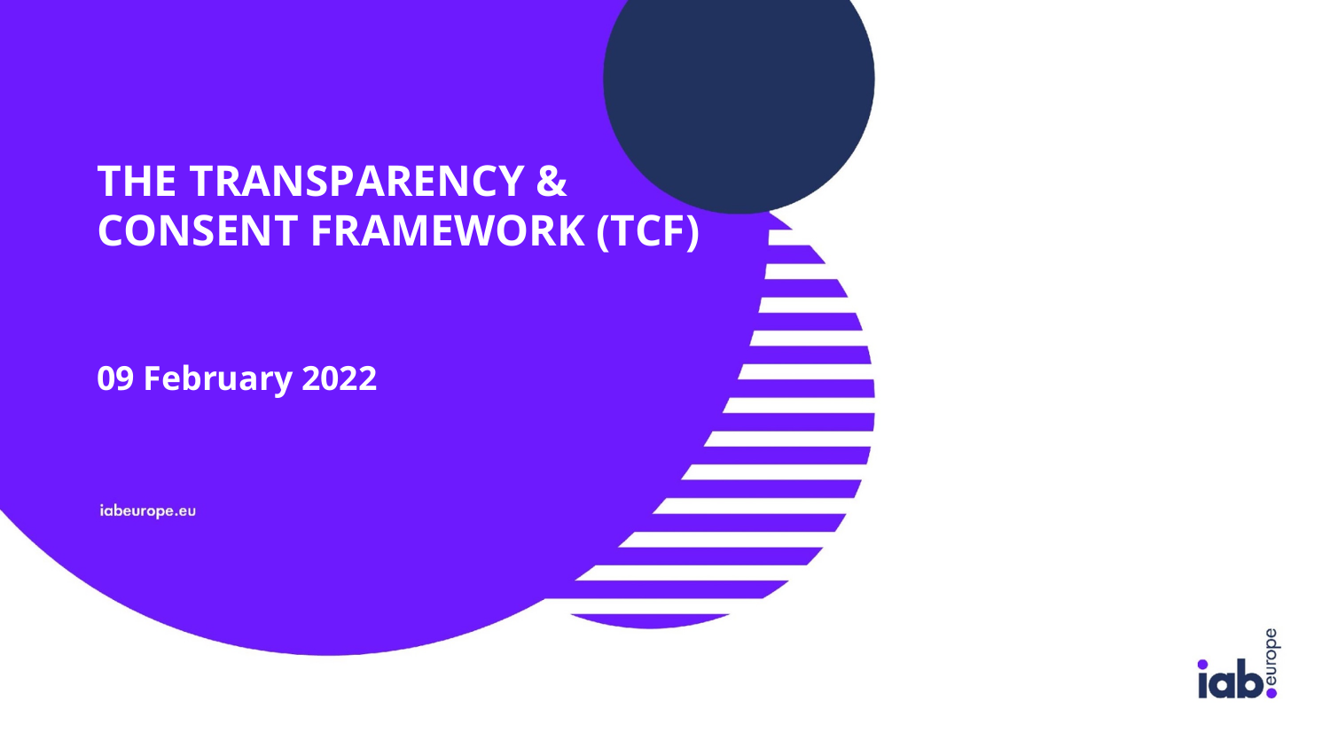# THE TRANSPARENCY & CONSENT FRAMEWORK (TCF)

**09 February 2022**

iabeurope.eu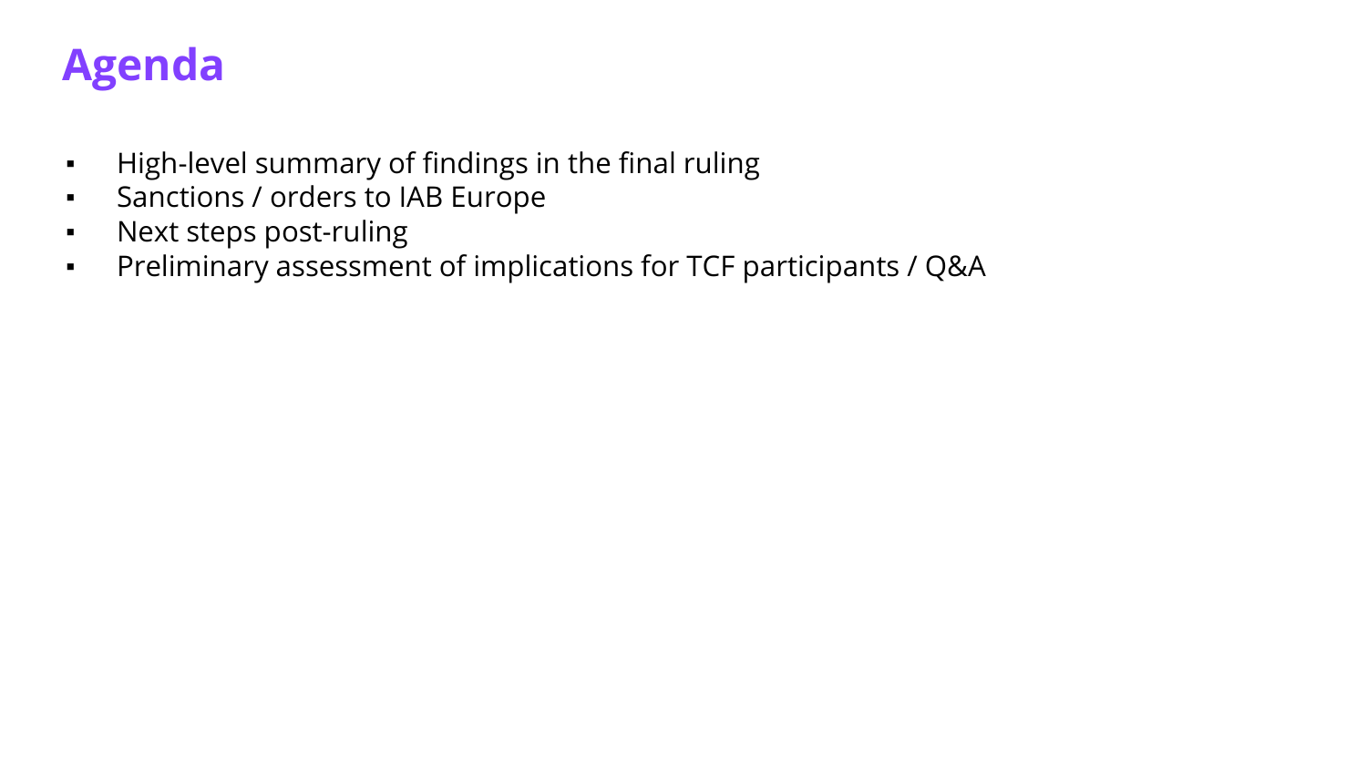# Agenda

- High-level summary of findings in the final ruling
- Sanctions / orders to IAB Europe
- Next steps post-ruling
- Preliminary assessment of implications for TCF participants / Q&A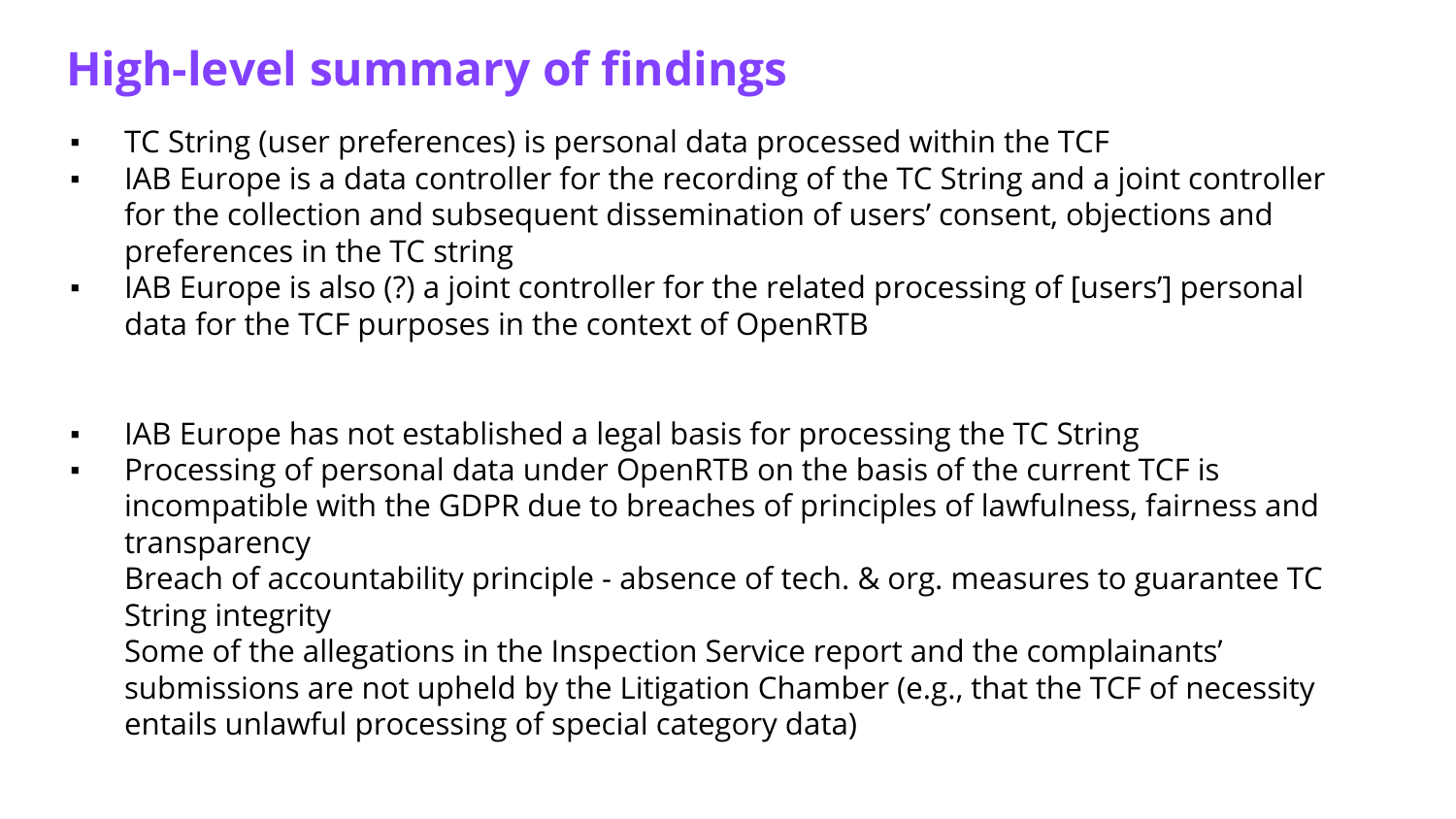# High-level summary of findings

- TC String (user preferences) is personal data processed within the TCF
- IAB Europe is a data controller for the recording of the TC String and a joint controller for the collection and subsequent dissemination of users' consent, objections and preferences in the TC string
- IAB Europe is also (?) a joint controller for the related processing of [users'] personal data for the TCF purposes in the context of OpenRTB

- IAB Europe has not established a legal basis for processing the TC String
- Processing of personal data under OpenRTB on the basis of the current TCF is incompatible with the GDPR due to breaches of principles of lawfulness, fairness and transparency

  Breach of accountability principle - absence of tech. & org. measures to guarantee TC String integrity

  Some of the allegations in the Inspection Service report and the complainants' submissions are not upheld by the Litigation Chamber (e.g., that the TCF of necessity entails unlawful processing of special category data)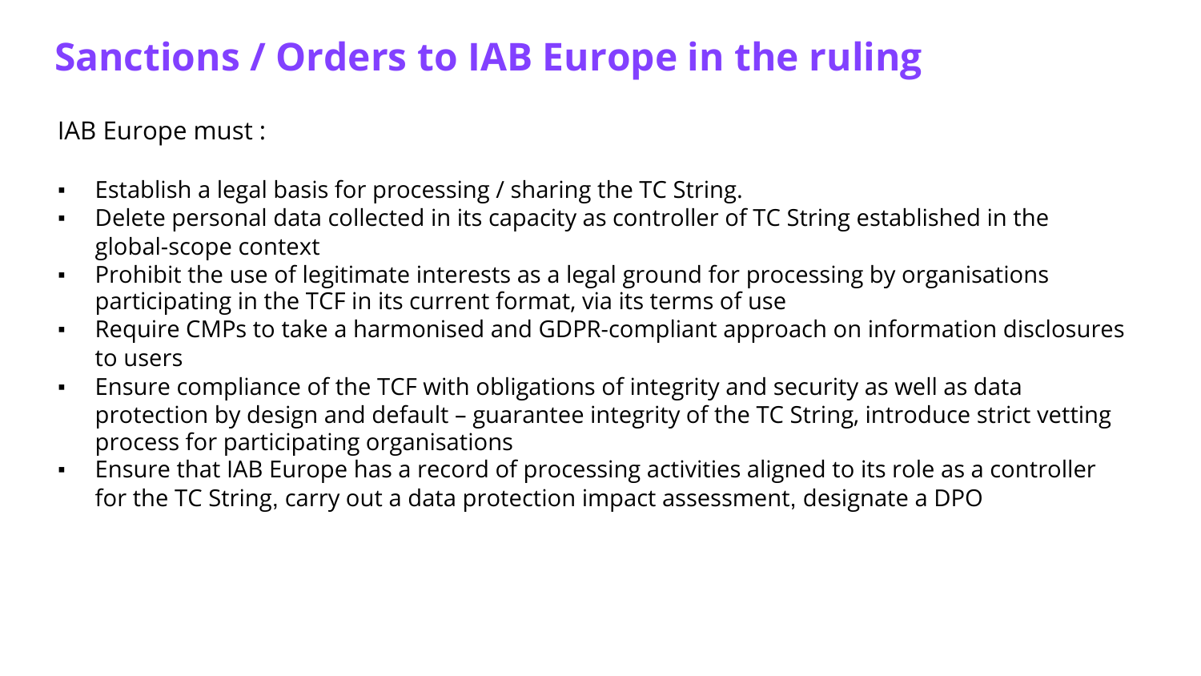# Sanctions / Orders to IAB Europe in the ruling

IAB Europe must :

- Establish a legal basis for processing / sharing the TC String.
- Delete personal data collected in its capacity as controller of TC String established in the global-scope context
- Prohibit the use of legitimate interests as a legal ground for processing by organisations participating in the TCF in its current format, via its terms of use
- Require CMPs to take a harmonised and GDPR-compliant approach on information disclosures to users
- Ensure compliance of the TCF with obligations of integrity and security as well as data protection by design and default – guarantee integrity of the TC String, introduce strict vetting process for participating organisations
- Ensure that IAB Europe has a record of processing activities aligned to its role as a controller for the TC String, carry out a data protection impact assessment, designate a DPO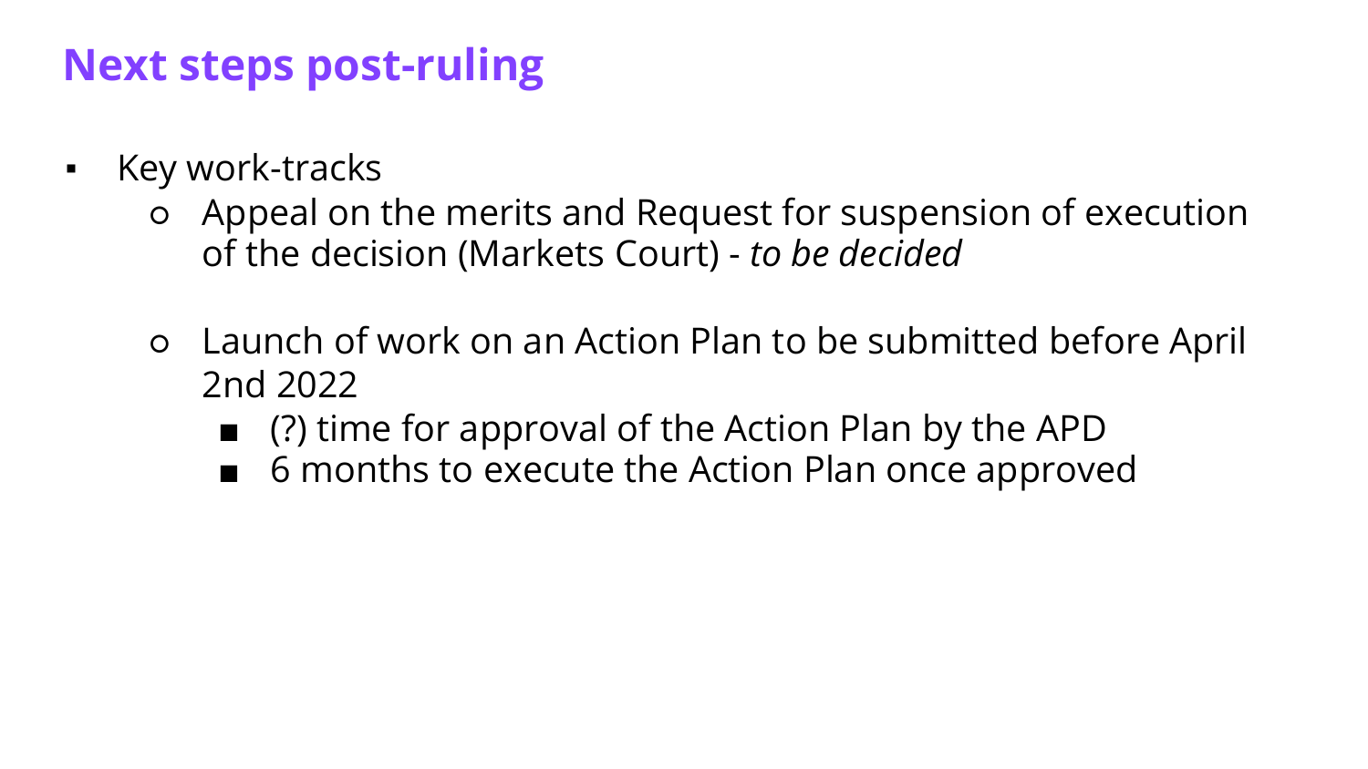# Next steps post-ruling

- Key work-tracks
  - Appeal on the merits and Request for suspension of execution of the decision (Markets Court) - *to be decided*

  - Launch of work on an Action Plan to be submitted before April 2nd 2022
    - (?) time for approval of the Action Plan by the APD
    - 6 months to execute the Action Plan once approved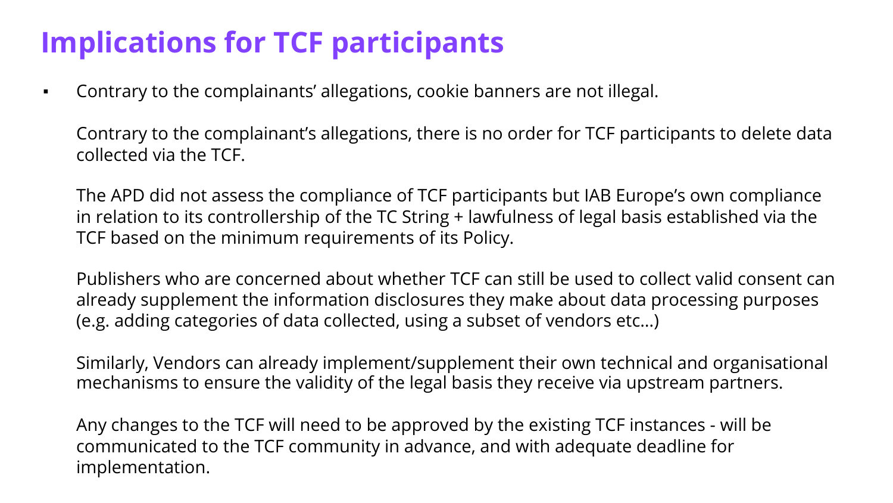# Implications for TCF participants

- Contrary to the complainants' allegations, cookie banners are not illegal.

  Contrary to the complainant's allegations, there is no order for TCF participants to delete data collected via the TCF.

  The APD did not assess the compliance of TCF participants but IAB Europe's own compliance in relation to its controllership of the TC String + lawfulness of legal basis established via the TCF based on the minimum requirements of its Policy.

  Publishers who are concerned about whether TCF can still be used to collect valid consent can already supplement the information disclosures they make about data processing purposes (e.g. adding categories of data collected, using a subset of vendors etc…)

  Similarly, Vendors can already implement/supplement their own technical and organisational mechanisms to ensure the validity of the legal basis they receive via upstream partners.

  Any changes to the TCF will need to be approved by the existing TCF instances - will be communicated to the TCF community in advance, and with adequate deadline for implementation.